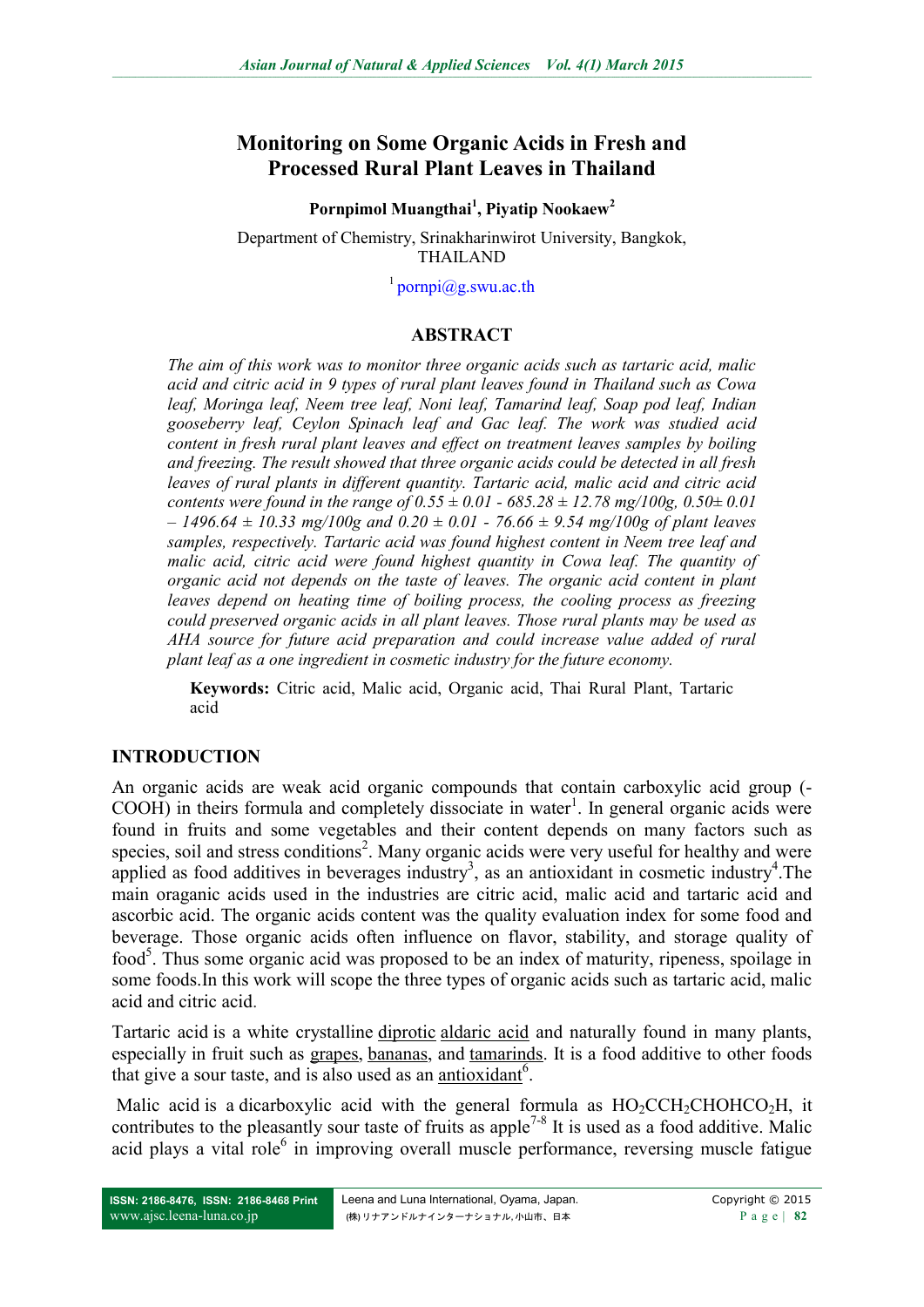# Monitoring on Some Organic Acids in Fresh and Processed Rural Plant Leaves in Thailand

**Pornpimol Muangthai[1], Piyatip Nookaew[2]**

Department of Chemistry, Srinakharinwirot University, Bangkok, THAILAND

[1] pornpi@g.swu.ac.th

## ABSTRACT

*The aim of this work was to monitor three organic acids such as tartaric acid, malic acid and citric acid in 9 types of rural plant leaves found in Thailand such as Cowa leaf, Moringa leaf, Neem tree leaf, Noni leaf, Tamarind leaf, Soap pod leaf, Indian gooseberry leaf, Ceylon Spinach leaf and Gac leaf. The work was studied acid content in fresh rural plant leaves and effect on treatment leaves samples by boiling and freezing. The result showed that three organic acids could be detected in all fresh leaves of rural plants in different quantity. Tartaric acid, malic acid and citric acid contents were found in the range of 0.55 ± 0.01 - 685.28 ± 12.78 mg/100g, 0.50± 0.01 – 1496.64 ± 10.33 mg/100g and 0.20 ± 0.01 - 76.66 ± 9.54 mg/100g of plant leaves samples, respectively. Tartaric acid was found highest content in Neem tree leaf and malic acid, citric acid were found highest quantity in Cowa leaf. The quantity of organic acid not depends on the taste of leaves. The organic acid content in plant leaves depend on heating time of boiling process, the cooling process as freezing could preserved organic acids in all plant leaves. Those rural plants may be used as AHA source for future acid preparation and could increase value added of rural plant leaf as a one ingredient in cosmetic industry for the future economy.*

**Keywords:** Citric acid, Malic acid, Organic acid, Thai Rural Plant, Tartaric acid

## INTRODUCTION

An organic acids are weak acid organic compounds that contain carboxylic acid group (-COOH) in theirs formula and completely dissociate in water[1]. In general organic acids were found in fruits and some vegetables and their content depends on many factors such as species, soil and stress conditions[2]. Many organic acids were very useful for healthy and were applied as food additives in beverages industry[3], as an antioxidant in cosmetic industry[4].The main oraganic acids used in the industries are citric acid, malic acid and tartaric acid and ascorbic acid. The organic acids content was the quality evaluation index for some food and beverage. Those organic acids often influence on flavor, stability, and storage quality of food[5]. Thus some organic acid was proposed to be an index of maturity, ripeness, spoilage in some foods.In this work will scope the three types of organic acids such as tartaric acid, malic acid and citric acid.

Tartaric acid is a white crystalline diprotic aldaric acid and naturally found in many plants, especially in fruit such as grapes, bananas, and tamarinds. It is a food additive to other foods that give a sour taste, and is also used as an antioxidant[6].

Malic acid is a dicarboxylic acid with the general formula as $HO_2CCH_2CHOHCO_2H$, it contributes to the pleasantly sour taste of fruits as apple[7-8] It is used as a food additive. Malic acid plays a vital role[6] in improving overall muscle performance, reversing muscle fatigue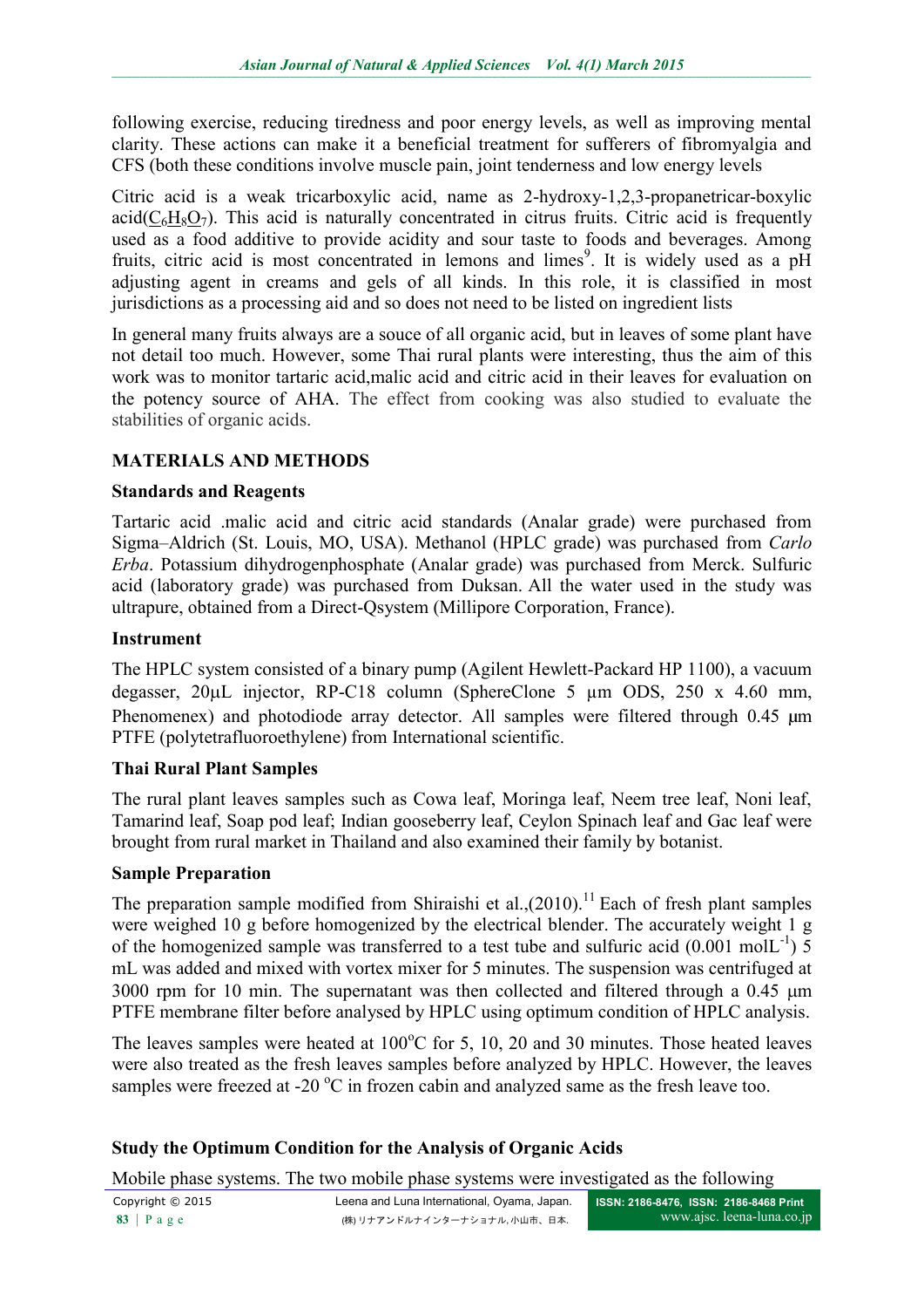following exercise, reducing tiredness and poor energy levels, as well as improving mental clarity. These actions can make it a beneficial treatment for sufferers of fibromyalgia and CFS (both these conditions involve muscle pain, joint tenderness and low energy levels

Citric acid is a weak tricarboxylic acid, name as 2-hydroxy-1,2,3-propanetricar-boxylic acid($C_6H_8O_7$). This acid is naturally concentrated in citrus fruits. Citric acid is frequently used as a food additive to provide acidity and sour taste to foods and beverages. Among fruits, citric acid is most concentrated in lemons and limes[9]. It is widely used as a pH adjusting agent in creams and gels of all kinds. In this role, it is classified in most jurisdictions as a processing aid and so does not need to be listed on ingredient lists

In general many fruits always are a souce of all organic acid, but in leaves of some plant have not detail too much. However, some Thai rural plants were interesting, thus the aim of this work was to monitor tartaric acid,malic acid and citric acid in their leaves for evaluation on the potency source of AHA. The effect from cooking was also studied to evaluate the stabilities of organic acids.

## MATERIALS AND METHODS

### Standards and Reagents

Tartaric acid .malic acid and citric acid standards (Analar grade) were purchased from Sigma–Aldrich (St. Louis, MO, USA). Methanol (HPLC grade) was purchased from *Carlo Erba*. Potassium dihydrogenphosphate (Analar grade) was purchased from Merck. Sulfuric acid (laboratory grade) was purchased from Duksan. All the water used in the study was ultrapure, obtained from a Direct-Qsystem (Millipore Corporation, France).

### Instrument

The HPLC system consisted of a binary pump (Agilent Hewlett-Packard HP 1100), a vacuum degasser, 20μL injector, RP-C18 column (SphereClone 5 μm ODS, 250 x 4.60 mm, Phenomenex) and photodiode array detector. All samples were filtered through 0.45 μm PTFE (polytetrafluoroethylene) from International scientific.

### Thai Rural Plant Samples

The rural plant leaves samples such as Cowa leaf, Moringa leaf, Neem tree leaf, Noni leaf, Tamarind leaf, Soap pod leaf; Indian gooseberry leaf, Ceylon Spinach leaf and Gac leaf were brought from rural market in Thailand and also examined their family by botanist.

### Sample Preparation

The preparation sample modified from Shiraishi et al.,(2010).[11] Each of fresh plant samples were weighed 10 g before homogenized by the electrical blender. The accurately weight 1 g of the homogenized sample was transferred to a test tube and sulfuric acid (0.001 $molL^{-1}$) 5 mL was added and mixed with vortex mixer for 5 minutes. The suspension was centrifuged at 3000 rpm for 10 min. The supernatant was then collected and filtered through a 0.45 μm PTFE membrane filter before analysed by HPLC using optimum condition of HPLC analysis.

The leaves samples were heated at 100$^{o}$C for 5, 10, 20 and 30 minutes. Those heated leaves were also treated as the fresh leaves samples before analyzed by HPLC. However, the leaves samples were freezed at -20 $^{o}$C in frozen cabin and analyzed same as the fresh leave too.

### Study the Optimum Condition for the Analysis of Organic Acids

Mobile phase systems. The two mobile phase systems were investigated as the following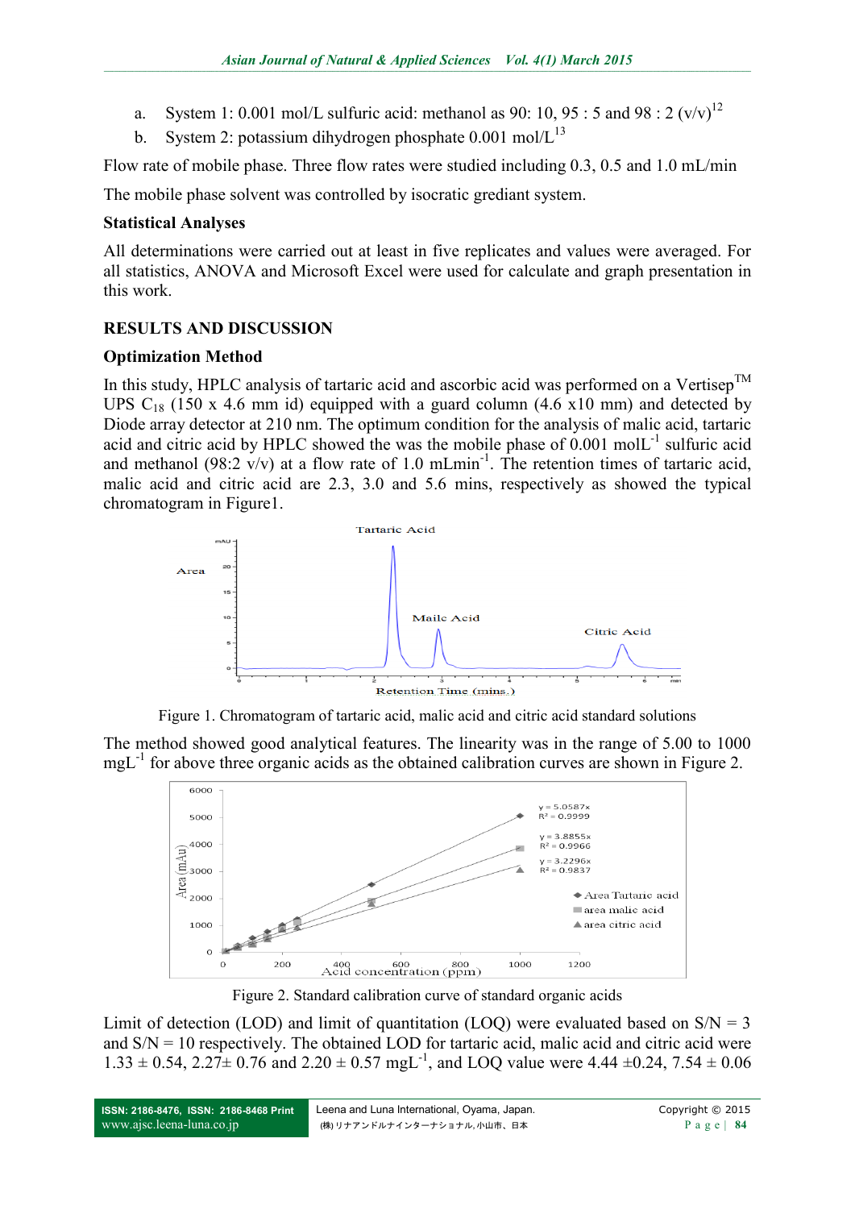a. System 1: 0.001 mol/L sulfuric acid: methanol as 90: 10, 95 : 5 and 98 : 2 (v/v)[12]

b. System 2: potassium dihydrogen phosphate 0.001 mol/L[13]

Flow rate of mobile phase. Three flow rates were studied including 0.3, 0.5 and 1.0 mL/min

The mobile phase solvent was controlled by isocratic grediant system.

**Statistical Analyses**

All determinations were carried out at least in five replicates and values were averaged. For all statistics, ANOVA and Microsoft Excel were used for calculate and graph presentation in this work.

## RESULTS AND DISCUSSION

**Optimization Method**

In this study, HPLC analysis of tartaric acid and ascorbic acid was performed on a Vertisep™ UPS $C_{18}$ (150 x 4.6 mm id) equipped with a guard column (4.6 x10 mm) and detected by Diode array detector at 210 nm. The optimum condition for the analysis of malic acid, tartaric acid and citric acid by HPLC showed the was the mobile phase of 0.001 $molL^{-1}$ sulfuric acid and methanol (98:2 v/v) at a flow rate of 1.0 $mLmin^{-1}$. The retention times of tartaric acid, malic acid and citric acid are 2.3, 3.0 and 5.6 mins, respectively as showed the typical chromatogram in Figure1.

Figure 1. Chromatogram of tartaric acid, malic acid and citric acid standard solutions

The method showed good analytical features. The linearity was in the range of 5.00 to 1000 $mgL^{-1}$ for above three organic acids as the obtained calibration curves are shown in Figure 2.

Figure 2. Standard calibration curve of standard organic acids

Limit of detection (LOD) and limit of quantitation (LOQ) were evaluated based on S/N = 3 and S/N = 10 respectively. The obtained LOD for tartaric acid, malic acid and citric acid were 1.33 ± 0.54, 2.27± 0.76 and 2.20 ± 0.57 $mgL^{-1}$, and LOQ value were 4.44 ±0.24, 7.54 ± 0.06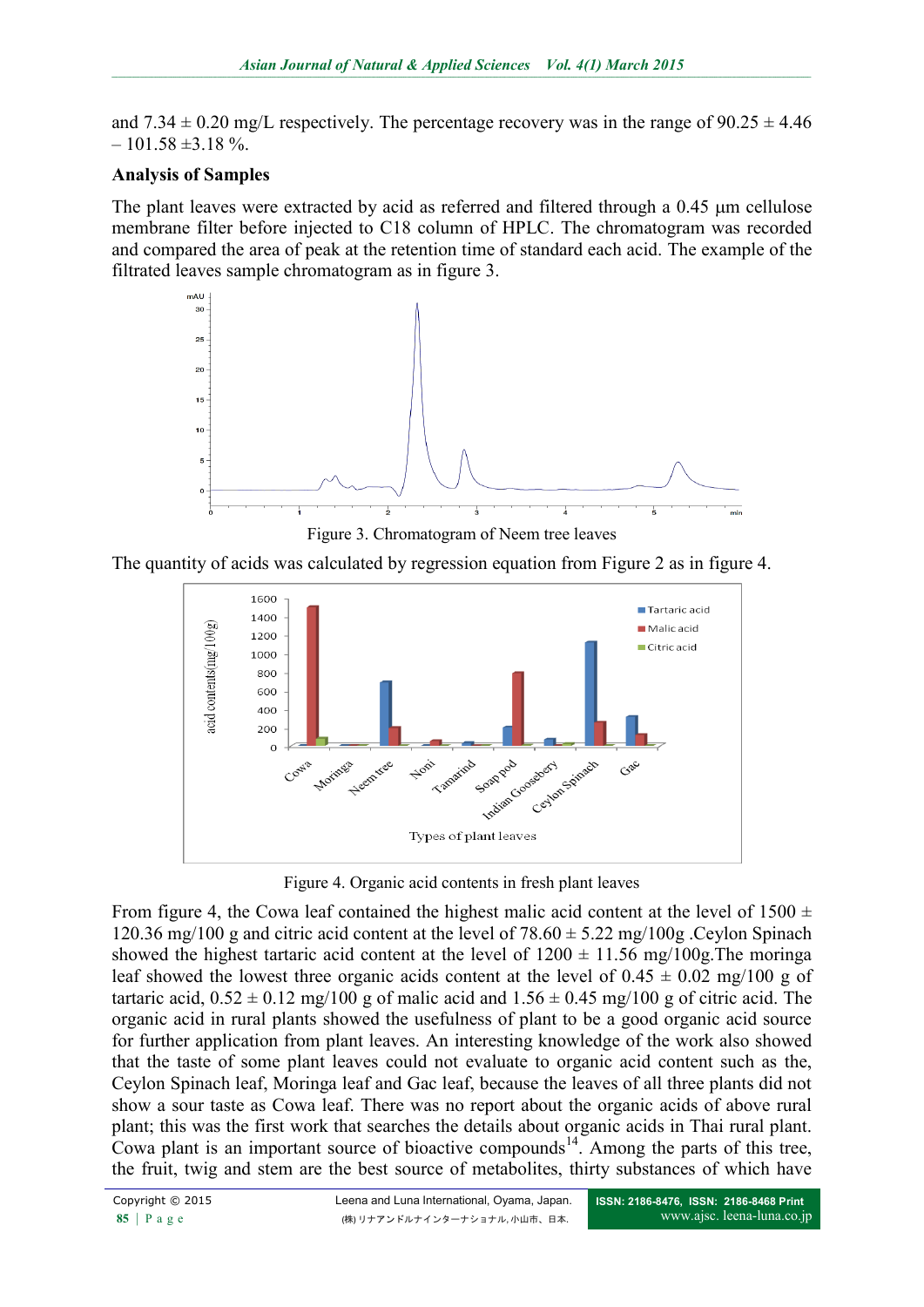and 7.34 ± 0.20 mg/L respectively. The percentage recovery was in the range of 90.25 ± 4.46 – 101.58 ±3.18 %.

**Analysis of Samples**

The plant leaves were extracted by acid as referred and filtered through a 0.45 µm cellulose membrane filter before injected to C18 column of HPLC. The chromatogram was recorded and compared the area of peak at the retention time of standard each acid. The example of the filtrated leaves sample chromatogram as in figure 3.

Figure 3. Chromatogram of Neem tree leaves

The quantity of acids was calculated by regression equation from Figure 2 as in figure 4.

Figure 4. Organic acid contents in fresh plant leaves

From figure 4, the Cowa leaf contained the highest malic acid content at the level of 1500 ± 120.36 mg/100 g and citric acid content at the level of 78.60 ± 5.22 mg/100g .Ceylon Spinach showed the highest tartaric acid content at the level of 1200 ± 11.56 mg/100g.The moringa leaf showed the lowest three organic acids content at the level of 0.45 ± 0.02 mg/100 g of tartaric acid, 0.52 ± 0.12 mg/100 g of malic acid and 1.56 ± 0.45 mg/100 g of citric acid. The organic acid in rural plants showed the usefulness of plant to be a good organic acid source for further application from plant leaves. An interesting knowledge of the work also showed that the taste of some plant leaves could not evaluate to organic acid content such as the, Ceylon Spinach leaf, Moringa leaf and Gac leaf, because the leaves of all three plants did not show a sour taste as Cowa leaf. There was no report about the organic acids of above rural plant; this was the first work that searches the details about organic acids in Thai rural plant. Cowa plant is an important source of bioactive compounds[14]. Among the parts of this tree, the fruit, twig and stem are the best source of metabolites, thirty substances of which have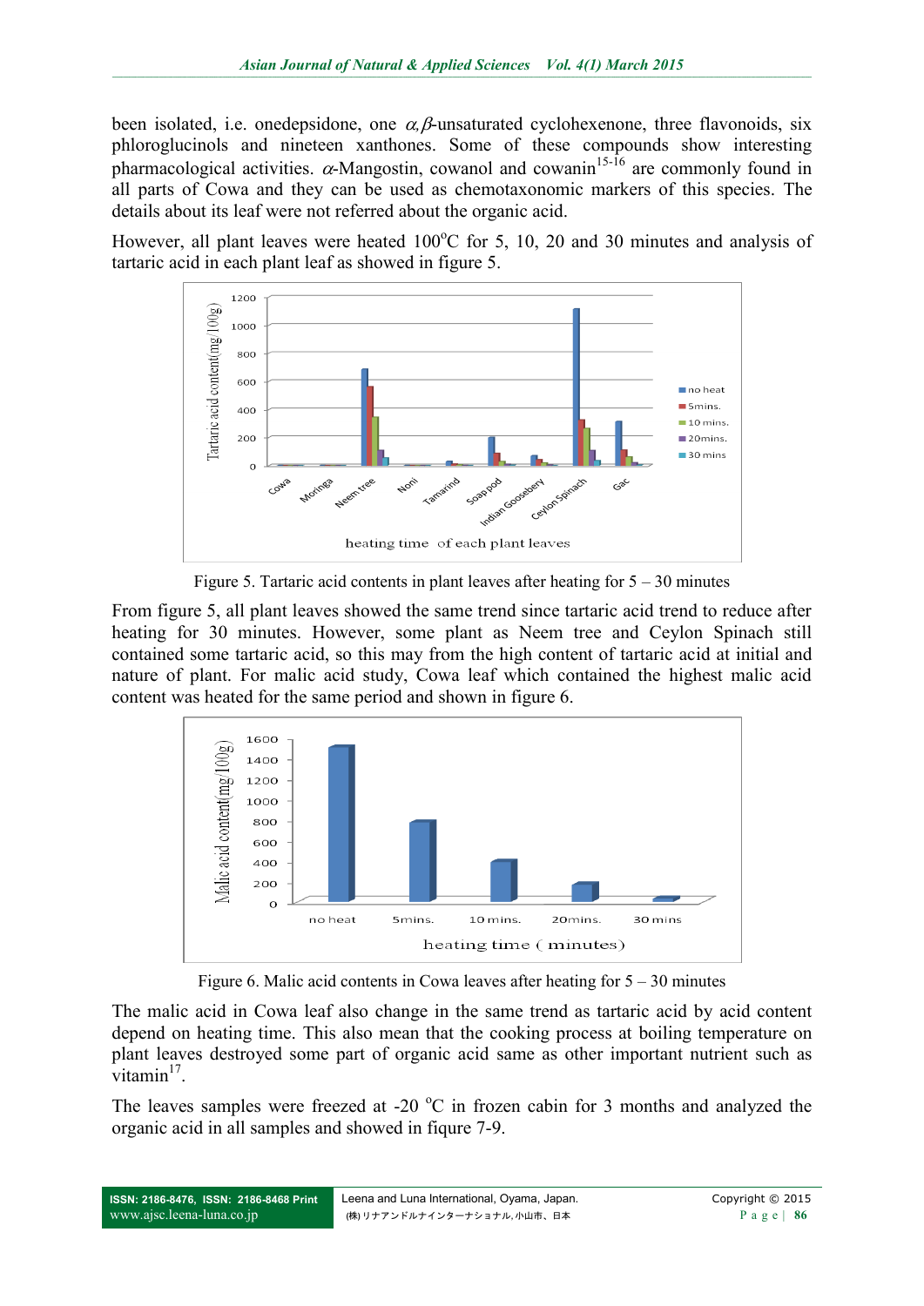been isolated, i.e. onedepsidone, one $\alpha,\beta$-unsaturated cyclohexenone, three flavonoids, six phloroglucinols and nineteen xanthones. Some of these compounds show interesting pharmacological activities. $\alpha$-Mangostin, cowanol and cowanin[15-16] are commonly found in all parts of Cowa and they can be used as chemotaxonomic markers of this species. The details about its leaf were not referred about the organic acid.

However, all plant leaves were heated 100°C for 5, 10, 20 and 30 minutes and analysis of tartaric acid in each plant leaf as showed in figure 5.

Figure 5. Tartaric acid contents in plant leaves after heating for 5 – 30 minutes

From figure 5, all plant leaves showed the same trend since tartaric acid trend to reduce after heating for 30 minutes. However, some plant as Neem tree and Ceylon Spinach still contained some tartaric acid, so this may from the high content of tartaric acid at initial and nature of plant. For malic acid study, Cowa leaf which contained the highest malic acid content was heated for the same period and shown in figure 6.

Figure 6. Malic acid contents in Cowa leaves after heating for 5 – 30 minutes

The malic acid in Cowa leaf also change in the same trend as tartaric acid by acid content depend on heating time. This also mean that the cooking process at boiling temperature on plant leaves destroyed some part of organic acid same as other important nutrient such as vitamin[17].

The leaves samples were freezed at -20 °C in frozen cabin for 3 months and analyzed the organic acid in all samples and showed in fiqure 7-9.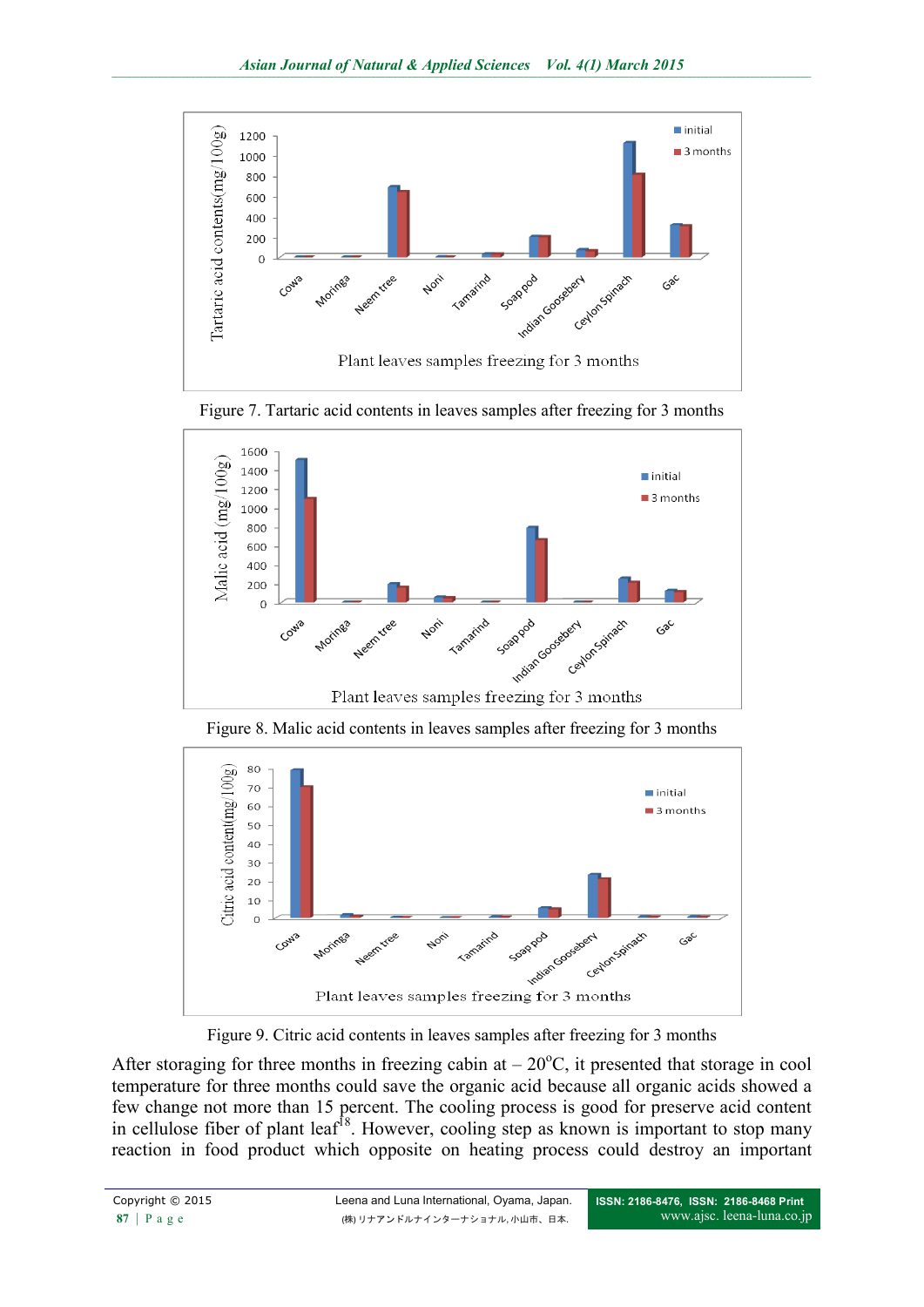Figure 7. Tartaric acid contents in leaves samples after freezing for 3 months

Figure 8. Malic acid contents in leaves samples after freezing for 3 months

Figure 9. Citric acid contents in leaves samples after freezing for 3 months

After storaging for three months in freezing cabin at – 20°C, it presented that storage in cool temperature for three months could save the organic acid because all organic acids showed a few change not more than 15 percent. The cooling process is good for preserve acid content in cellulose fiber of plant leaf[18]. However, cooling step as known is important to stop many reaction in food product which opposite on heating process could destroy an important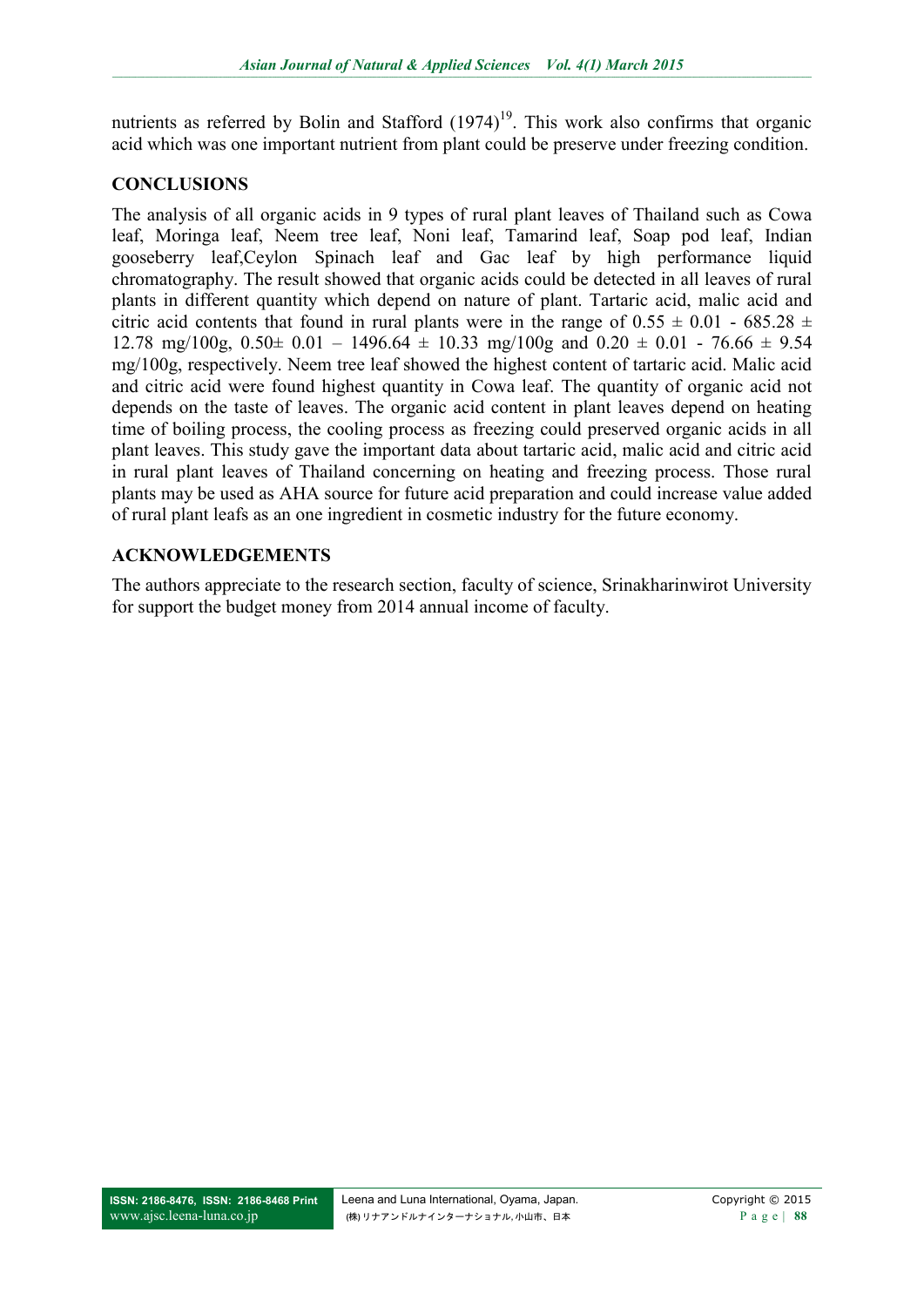nutrients as referred by Bolin and Stafford (1974)[19]. This work also confirms that organic acid which was one important nutrient from plant could be preserve under freezing condition.

## CONCLUSIONS

The analysis of all organic acids in 9 types of rural plant leaves of Thailand such as Cowa leaf, Moringa leaf, Neem tree leaf, Noni leaf, Tamarind leaf, Soap pod leaf, Indian gooseberry leaf,Ceylon Spinach leaf and Gac leaf by high performance liquid chromatography. The result showed that organic acids could be detected in all leaves of rural plants in different quantity which depend on nature of plant. Tartaric acid, malic acid and citric acid contents that found in rural plants were in the range of $0.55 \pm 0.01$ - $685.28 \pm 12.78$ mg/100g, $0.50 \pm 0.01$ – $1496.64 \pm 10.33$ mg/100g and $0.20 \pm 0.01$ - $76.66 \pm 9.54$ mg/100g, respectively. Neem tree leaf showed the highest content of tartaric acid. Malic acid and citric acid were found highest quantity in Cowa leaf. The quantity of organic acid not depends on the taste of leaves. The organic acid content in plant leaves depend on heating time of boiling process, the cooling process as freezing could preserved organic acids in all plant leaves. This study gave the important data about tartaric acid, malic acid and citric acid in rural plant leaves of Thailand concerning on heating and freezing process. Those rural plants may be used as AHA source for future acid preparation and could increase value added of rural plant leafs as an one ingredient in cosmetic industry for the future economy.

## ACKNOWLEDGEMENTS

The authors appreciate to the research section, faculty of science, Srinakharinwirot University for support the budget money from 2014 annual income of faculty.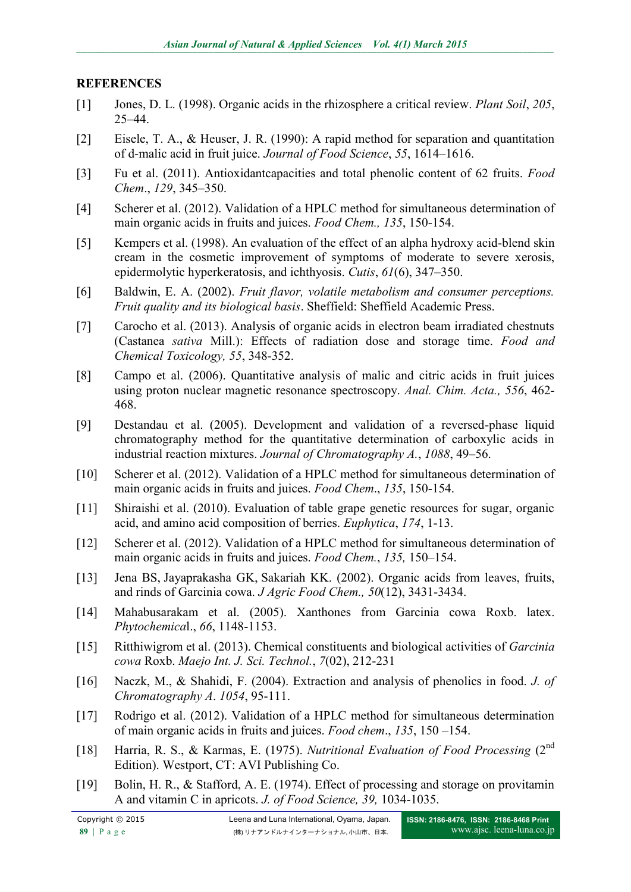## REFERENCES

[1] Jones, D. L. (1998). Organic acids in the rhizosphere a critical review. *Plant Soil*, *205*, 25–44.

[2] Eisele, T. A., & Heuser, J. R. (1990): A rapid method for separation and quantitation of d-malic acid in fruit juice. *Journal of Food Science*, *55*, 1614–1616.

[3] Fu et al. (2011). Antioxidantcapacities and total phenolic content of 62 fruits. *Food Chem*., *129*, 345–350.

[4] Scherer et al. (2012). Validation of a HPLC method for simultaneous determination of main organic acids in fruits and juices. *Food Chem., 135*, 150-154.

[5] Kempers et al. (1998). An evaluation of the effect of an alpha hydroxy acid-blend skin cream in the cosmetic improvement of symptoms of moderate to severe xerosis, epidermolytic hyperkeratosis, and ichthyosis. *Cutis*, *61*(6), 347–350.

[6] Baldwin, E. A. (2002). *Fruit flavor, volatile metabolism and consumer perceptions. Fruit quality and its biological basis*. Sheffield: Sheffield Academic Press.

[7] Carocho et al. (2013). Analysis of organic acids in electron beam irradiated chestnuts (Castanea *sativa* Mill.): Effects of radiation dose and storage time. *Food and Chemical Toxicology, 55*, 348-352.

[8] Campo et al. (2006). Quantitative analysis of malic and citric acids in fruit juices using proton nuclear magnetic resonance spectroscopy. *Anal. Chim. Acta., 556*, 462-468.

[9] Destandau et al. (2005). Development and validation of a reversed-phase liquid chromatography method for the quantitative determination of carboxylic acids in industrial reaction mixtures. *Journal of Chromatography A.*, *1088*, 49–56.

[10] Scherer et al. (2012). Validation of a HPLC method for simultaneous determination of main organic acids in fruits and juices. *Food Chem*., *135*, 150-154.

[11] Shiraishi et al. (2010). Evaluation of table grape genetic resources for sugar, organic acid, and amino acid composition of berries. *Euphytica*, *174*, 1-13.

[12] Scherer et al. (2012). Validation of a HPLC method for simultaneous determination of main organic acids in fruits and juices. *Food Chem.*, *135,* 150–154.

[13] Jena BS, Jayaprakasha GK, Sakariah KK. (2002). Organic acids from leaves, fruits, and rinds of Garcinia cowa. *J Agric Food Chem., 50*(12), 3431-3434.

[14] Mahabusarakam et al. (2005). Xanthones from Garcinia cowa Roxb. latex. *Phytochemica*l., *66*, 1148-1153.

[15] Ritthiwigrom et al. (2013). Chemical constituents and biological activities of *Garcinia cowa* Roxb. *Maejo Int. J. Sci. Technol.*, *7*(02), 212-231

[16] Naczk, M., & Shahidi, F. (2004). Extraction and analysis of phenolics in food. *J. of Chromatography A*. *1054*, 95-111.

[17] Rodrigo et al. (2012). Validation of a HPLC method for simultaneous determination of main organic acids in fruits and juices. *Food chem*., *135*, 150 –154.

[18] Harria, R. S., & Karmas, E. (1975). *Nutritional Evaluation of Food Processing* ($2^{nd}$ Edition). Westport, CT: AVI Publishing Co.

[19] Bolin, H. R., & Stafford, A. E. (1974). Effect of processing and storage on provitamin A and vitamin C in apricots. *J. of Food Science, 39,* 1034-1035.